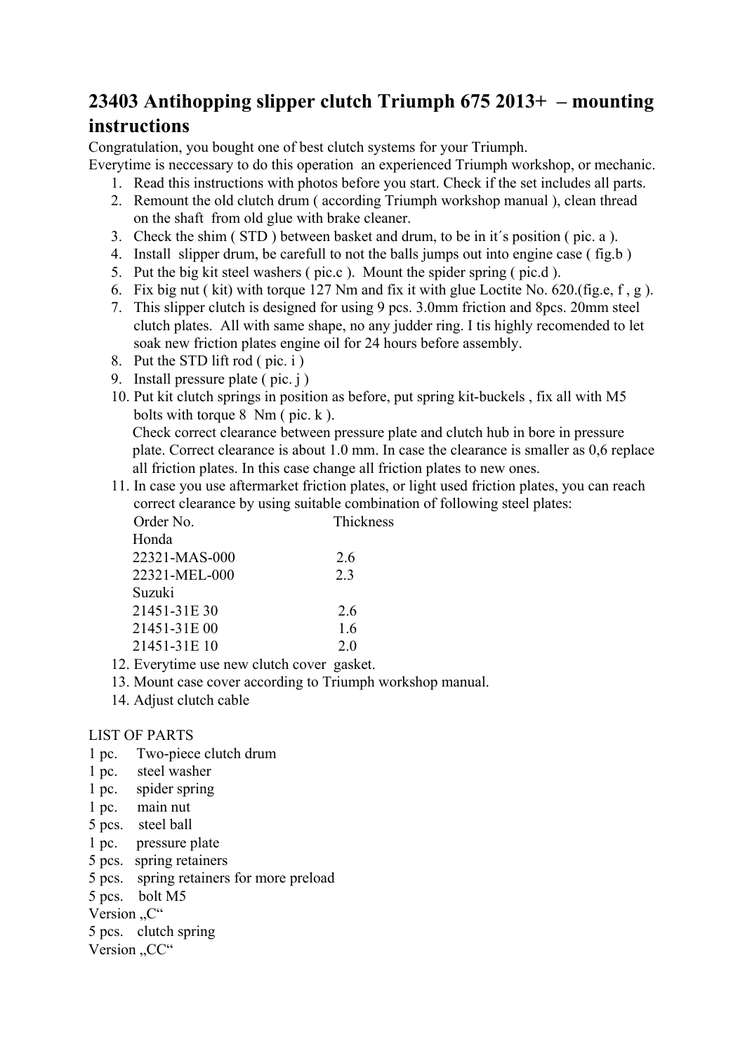# 23403 Antihopping slipper clutch Triumph 675 2013+ – mounting instructions

Congratulation, you bought one of best clutch systems for your Triumph.
Everytime is neccessary to do this operation an experienced Triumph workshop, or mechanic.

1. Read this instructions with photos before you start. Check if the set includes all parts.
2. Remount the old clutch drum ( according Triumph workshop manual ), clean thread on the shaft from old glue with brake cleaner.
3. Check the shim ( STD ) between basket and drum, to be in it´s position ( pic. a ).
4. Install slipper drum, be carefull to not the balls jumps out into engine case ( fig.b )
5. Put the big kit steel washers ( pic.c ). Mount the spider spring ( pic.d ).
6. Fix big nut ( kit) with torque 127 Nm and fix it with glue Loctite No. 620.(fig.e, f , g ).
7. This slipper clutch is designed for using 9 pcs. 3.0mm friction and 8pcs. 20mm steel clutch plates. All with same shape, no any judder ring. I tis highly recomended to let soak new friction plates engine oil for 24 hours before assembly.
8. Put the STD lift rod ( pic. i )
9. Install pressure plate ( pic. j )
10. Put kit clutch springs in position as before, put spring kit-buckels , fix all with M5 bolts with torque 8 Nm ( pic. k ).
    Check correct clearance between pressure plate and clutch hub in bore in pressure plate. Correct clearance is about 1.0 mm. In case the clearance is smaller as 0,6 replace all friction plates. In this case change all friction plates to new ones.
11. In case you use aftermarket friction plates, or light used friction plates, you can reach correct clearance by using suitable combination of following steel plates:

| Order No. | Thickness |
|---|---|
| Honda | |
| 22321-MAS-000 | 2.6 |
| 22321-MEL-000 | 2.3 |
| Suzuki | |
| 21451-31E 30 | 2.6 |
| 21451-31E 00 | 1.6 |
| 21451-31E 10 | 2.0 |

12. Everytime use new clutch cover gasket.
13. Mount case cover according to Triumph workshop manual.
14. Adjust clutch cable

LIST OF PARTS

1 pc. Two-piece clutch drum
1 pc. steel washer
1 pc. spider spring
1 pc. main nut
5 pcs. steel ball
1 pc. pressure plate
5 pcs. spring retainers
5 pcs. spring retainers for more preload
5 pcs. bolt M5
Version „C“
5 pcs. clutch spring
Version „CC“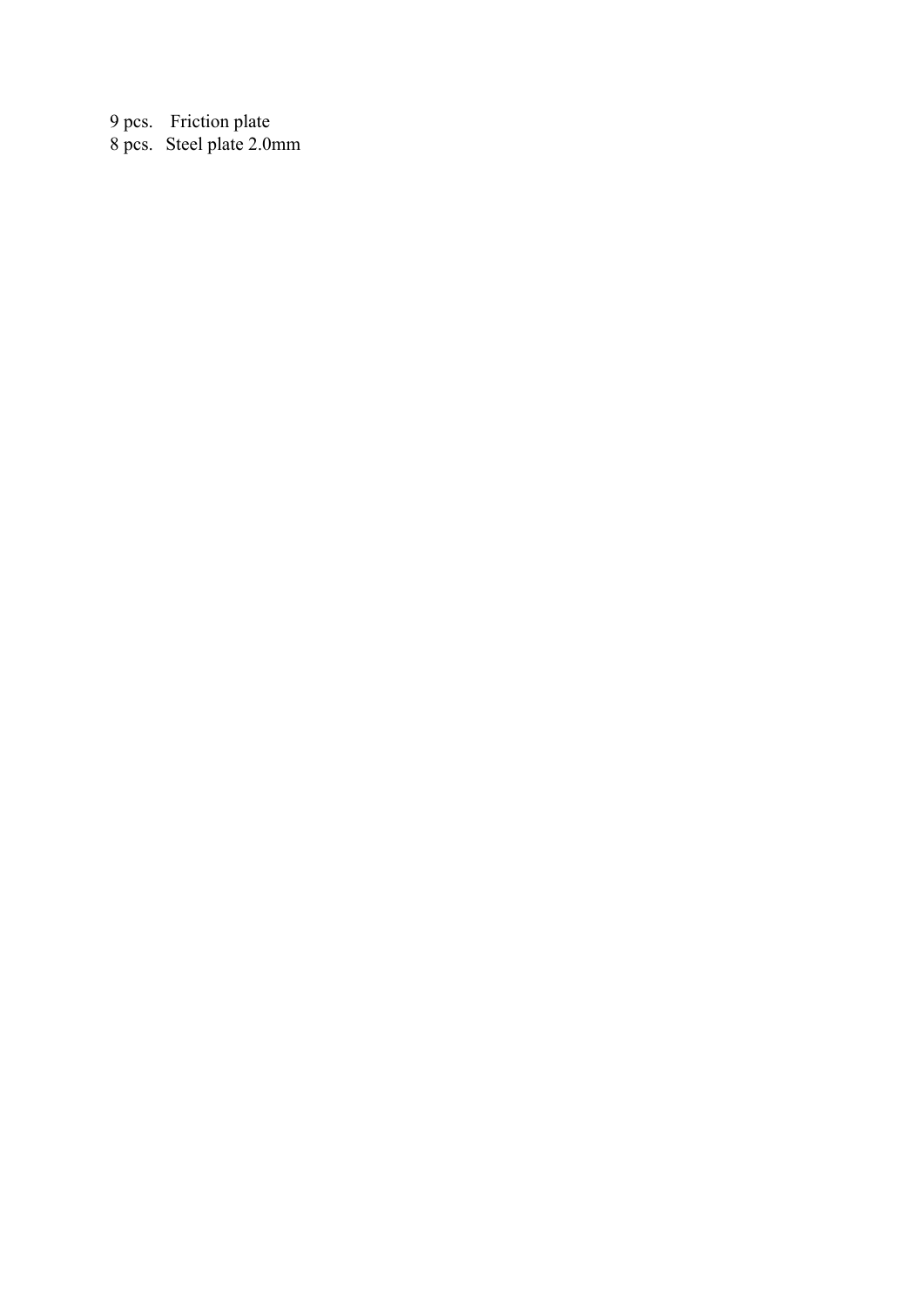9 pcs. Friction plate
8 pcs. Steel plate 2.0mm